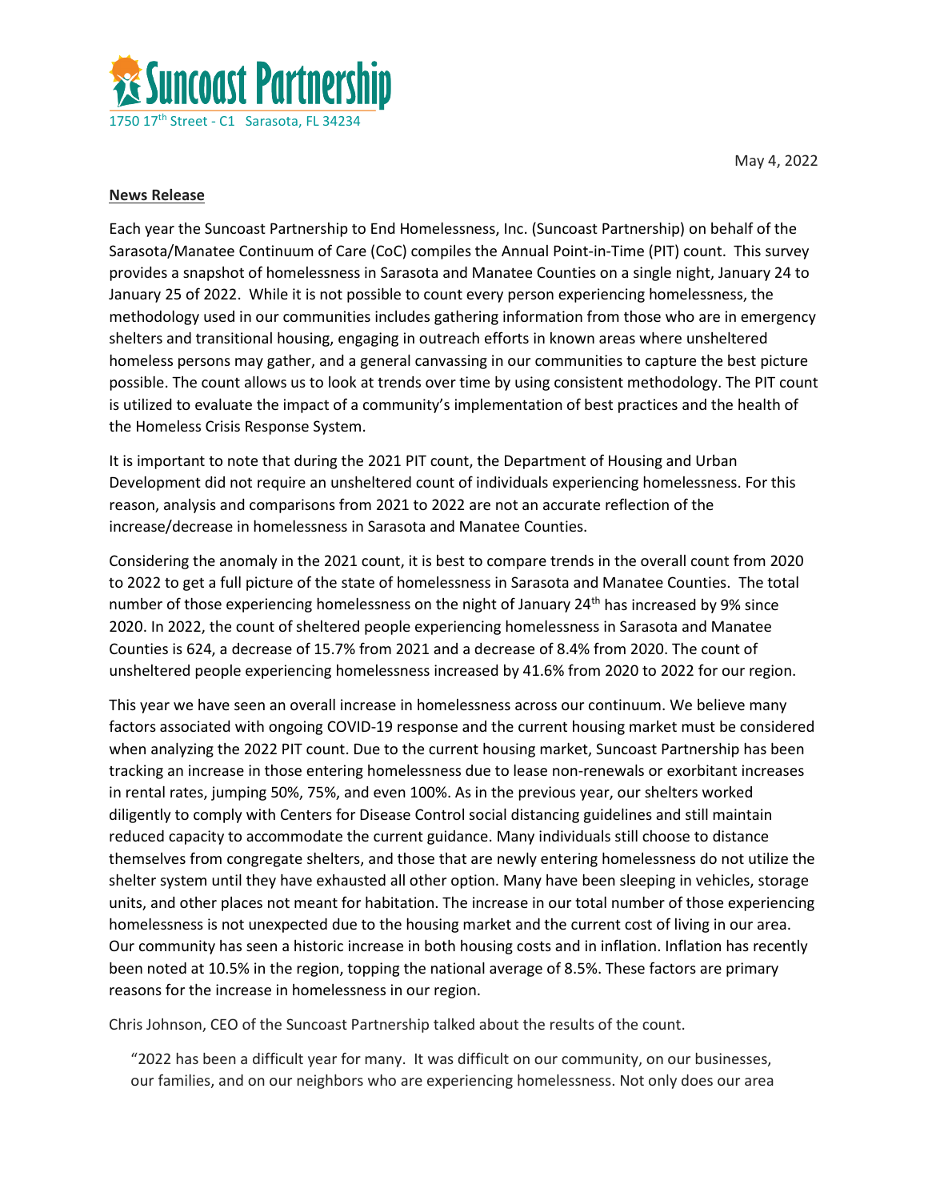**Suncoast Partnership**
1750 17th Street - C1 Sarasota, FL 34234

May 4, 2022

**News Release**

Each year the Suncoast Partnership to End Homelessness, Inc. (Suncoast Partnership) on behalf of the Sarasota/Manatee Continuum of Care (CoC) compiles the Annual Point-in-Time (PIT) count. This survey provides a snapshot of homelessness in Sarasota and Manatee Counties on a single night, January 24 to January 25 of 2022. While it is not possible to count every person experiencing homelessness, the methodology used in our communities includes gathering information from those who are in emergency shelters and transitional housing, engaging in outreach efforts in known areas where unsheltered homeless persons may gather, and a general canvassing in our communities to capture the best picture possible. The count allows us to look at trends over time by using consistent methodology. The PIT count is utilized to evaluate the impact of a community's implementation of best practices and the health of the Homeless Crisis Response System.

It is important to note that during the 2021 PIT count, the Department of Housing and Urban Development did not require an unsheltered count of individuals experiencing homelessness. For this reason, analysis and comparisons from 2021 to 2022 are not an accurate reflection of the increase/decrease in homelessness in Sarasota and Manatee Counties.

Considering the anomaly in the 2021 count, it is best to compare trends in the overall count from 2020 to 2022 to get a full picture of the state of homelessness in Sarasota and Manatee Counties. The total number of those experiencing homelessness on the night of January 24th has increased by 9% since 2020. In 2022, the count of sheltered people experiencing homelessness in Sarasota and Manatee Counties is 624, a decrease of 15.7% from 2021 and a decrease of 8.4% from 2020. The count of unsheltered people experiencing homelessness increased by 41.6% from 2020 to 2022 for our region.

This year we have seen an overall increase in homelessness across our continuum. We believe many factors associated with ongoing COVID-19 response and the current housing market must be considered when analyzing the 2022 PIT count. Due to the current housing market, Suncoast Partnership has been tracking an increase in those entering homelessness due to lease non-renewals or exorbitant increases in rental rates, jumping 50%, 75%, and even 100%. As in the previous year, our shelters worked diligently to comply with Centers for Disease Control social distancing guidelines and still maintain reduced capacity to accommodate the current guidance. Many individuals still choose to distance themselves from congregate shelters, and those that are newly entering homelessness do not utilize the shelter system until they have exhausted all other option. Many have been sleeping in vehicles, storage units, and other places not meant for habitation. The increase in our total number of those experiencing homelessness is not unexpected due to the housing market and the current cost of living in our area. Our community has seen a historic increase in both housing costs and in inflation. Inflation has recently been noted at 10.5% in the region, topping the national average of 8.5%. These factors are primary reasons for the increase in homelessness in our region.

Chris Johnson, CEO of the Suncoast Partnership talked about the results of the count.

> "2022 has been a difficult year for many. It was difficult on our community, on our businesses, our families, and on our neighbors who are experiencing homelessness. Not only does our area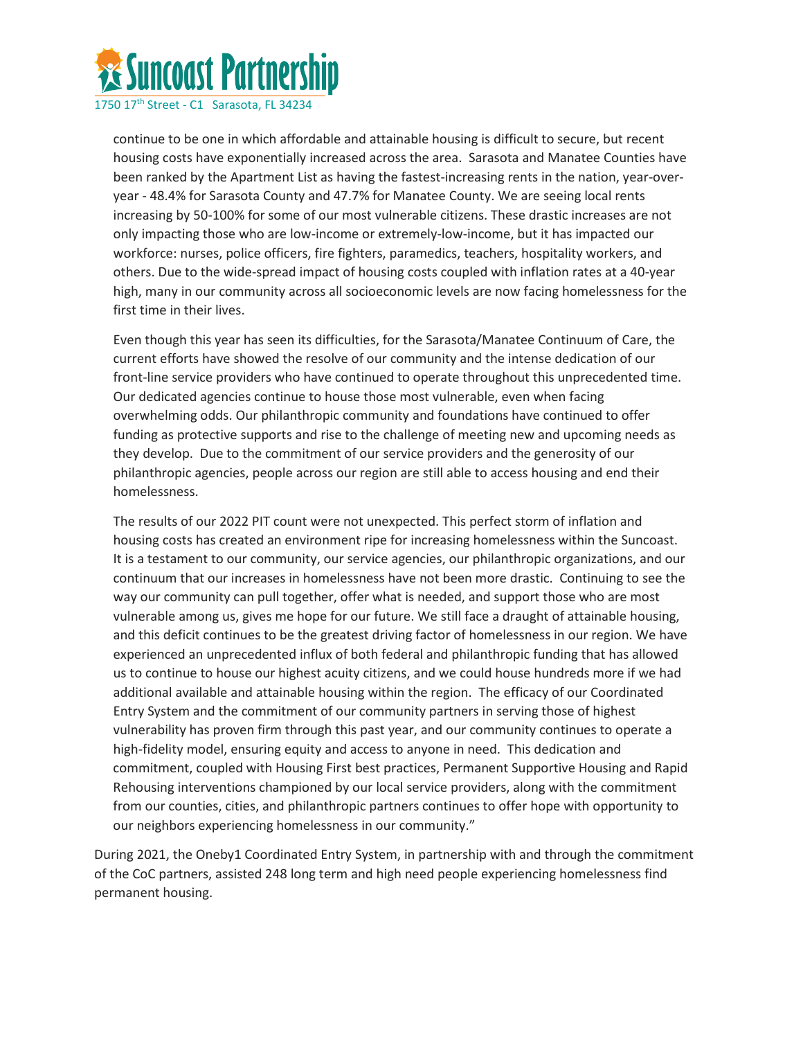continue to be one in which affordable and attainable housing is difficult to secure, but recent housing costs have exponentially increased across the area. Sarasota and Manatee Counties have been ranked by the Apartment List as having the fastest-increasing rents in the nation, year-over-year - 48.4% for Sarasota County and 47.7% for Manatee County. We are seeing local rents increasing by 50-100% for some of our most vulnerable citizens. These drastic increases are not only impacting those who are low-income or extremely-low-income, but it has impacted our workforce: nurses, police officers, fire fighters, paramedics, teachers, hospitality workers, and others. Due to the wide-spread impact of housing costs coupled with inflation rates at a 40-year high, many in our community across all socioeconomic levels are now facing homelessness for the first time in their lives.

Even though this year has seen its difficulties, for the Sarasota/Manatee Continuum of Care, the current efforts have showed the resolve of our community and the intense dedication of our front-line service providers who have continued to operate throughout this unprecedented time. Our dedicated agencies continue to house those most vulnerable, even when facing overwhelming odds. Our philanthropic community and foundations have continued to offer funding as protective supports and rise to the challenge of meeting new and upcoming needs as they develop. Due to the commitment of our service providers and the generosity of our philanthropic agencies, people across our region are still able to access housing and end their homelessness.

The results of our 2022 PIT count were not unexpected. This perfect storm of inflation and housing costs has created an environment ripe for increasing homelessness within the Suncoast. It is a testament to our community, our service agencies, our philanthropic organizations, and our continuum that our increases in homelessness have not been more drastic. Continuing to see the way our community can pull together, offer what is needed, and support those who are most vulnerable among us, gives me hope for our future. We still face a draught of attainable housing, and this deficit continues to be the greatest driving factor of homelessness in our region. We have experienced an unprecedented influx of both federal and philanthropic funding that has allowed us to continue to house our highest acuity citizens, and we could house hundreds more if we had additional available and attainable housing within the region. The efficacy of our Coordinated Entry System and the commitment of our community partners in serving those of highest vulnerability has proven firm through this past year, and our community continues to operate a high-fidelity model, ensuring equity and access to anyone in need. This dedication and commitment, coupled with Housing First best practices, Permanent Supportive Housing and Rapid Rehousing interventions championed by our local service providers, along with the commitment from our counties, cities, and philanthropic partners continues to offer hope with opportunity to our neighbors experiencing homelessness in our community."

During 2021, the Oneby1 Coordinated Entry System, in partnership with and through the commitment of the CoC partners, assisted 248 long term and high need people experiencing homelessness find permanent housing.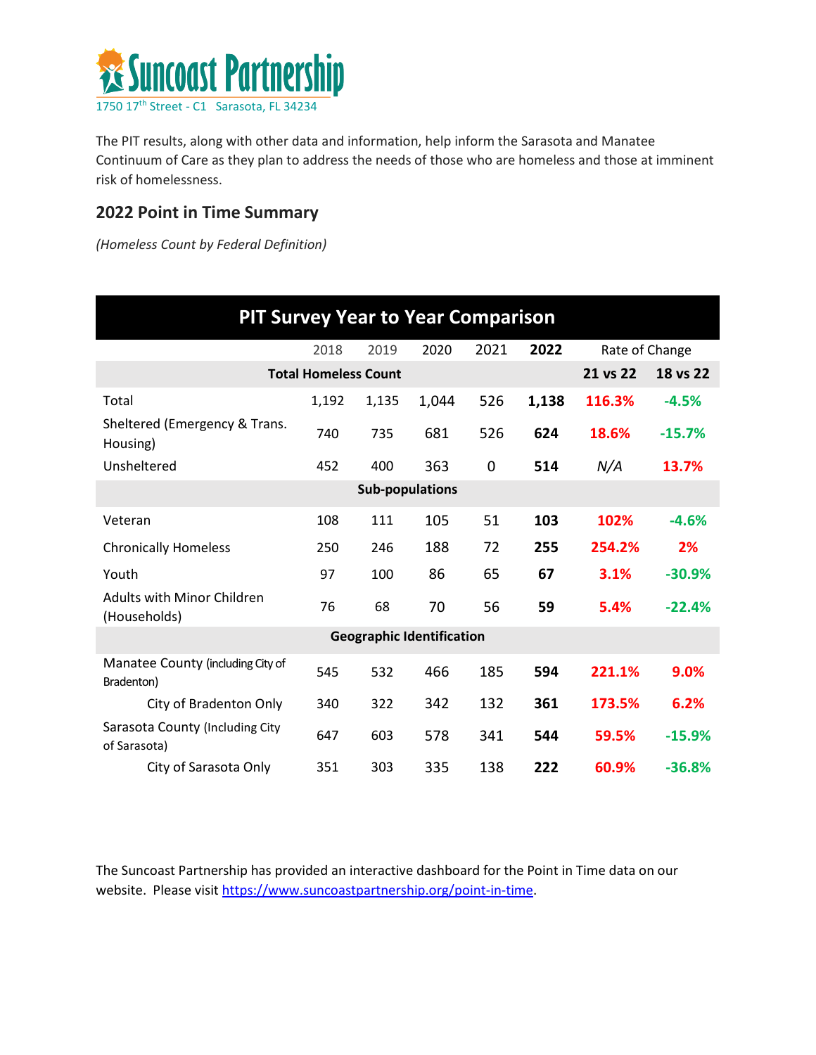Suncoast Partnership

1750 17th Street - C1 Sarasota, FL 34234

The PIT results, along with other data and information, help inform the Sarasota and Manatee Continuum of Care as they plan to address the needs of those who are homeless and those at imminent risk of homelessness.

## 2022 Point in Time Summary

*(Homeless Count by Federal Definition)*

| PIT Survey Year to Year Comparison | | | | | | | |
|---|---|---|---|---|---|---|---|
| | 2018 | 2019 | 2020 | 2021 | **2022** | Rate of Change | |
| **Total Homeless Count** | | | | | | **21 vs 22** | **18 vs 22** |
| Total | 1,192 | 1,135 | 1,044 | 526 | **1,138** | **116.3%** | **-4.5%** |
| Sheltered (Emergency & Trans. Housing) | 740 | 735 | 681 | 526 | **624** | **18.6%** | **-15.7%** |
| Unsheltered | 452 | 400 | 363 | 0 | **514** | *N/A* | **13.7%** |
| **Sub-populations** | | | | | | | |
| Veteran | 108 | 111 | 105 | 51 | **103** | **102%** | **-4.6%** |
| Chronically Homeless | 250 | 246 | 188 | 72 | **255** | **254.2%** | **2%** |
| Youth | 97 | 100 | 86 | 65 | **67** | **3.1%** | **-30.9%** |
| Adults with Minor Children (Households) | 76 | 68 | 70 | 56 | **59** | **5.4%** | **-22.4%** |
| **Geographic Identification** | | | | | | | |
| Manatee County (including City of Bradenton) | 545 | 532 | 466 | 185 | **594** | **221.1%** | **9.0%** |
| City of Bradenton Only | 340 | 322 | 342 | 132 | **361** | **173.5%** | **6.2%** |
| Sarasota County (Including City of Sarasota) | 647 | 603 | 578 | 341 | **544** | **59.5%** | **-15.9%** |
| City of Sarasota Only | 351 | 303 | 335 | 138 | **222** | **60.9%** | **-36.8%** |

The Suncoast Partnership has provided an interactive dashboard for the Point in Time data on our website. Please visit https://www.suncoastpartnership.org/point-in-time.